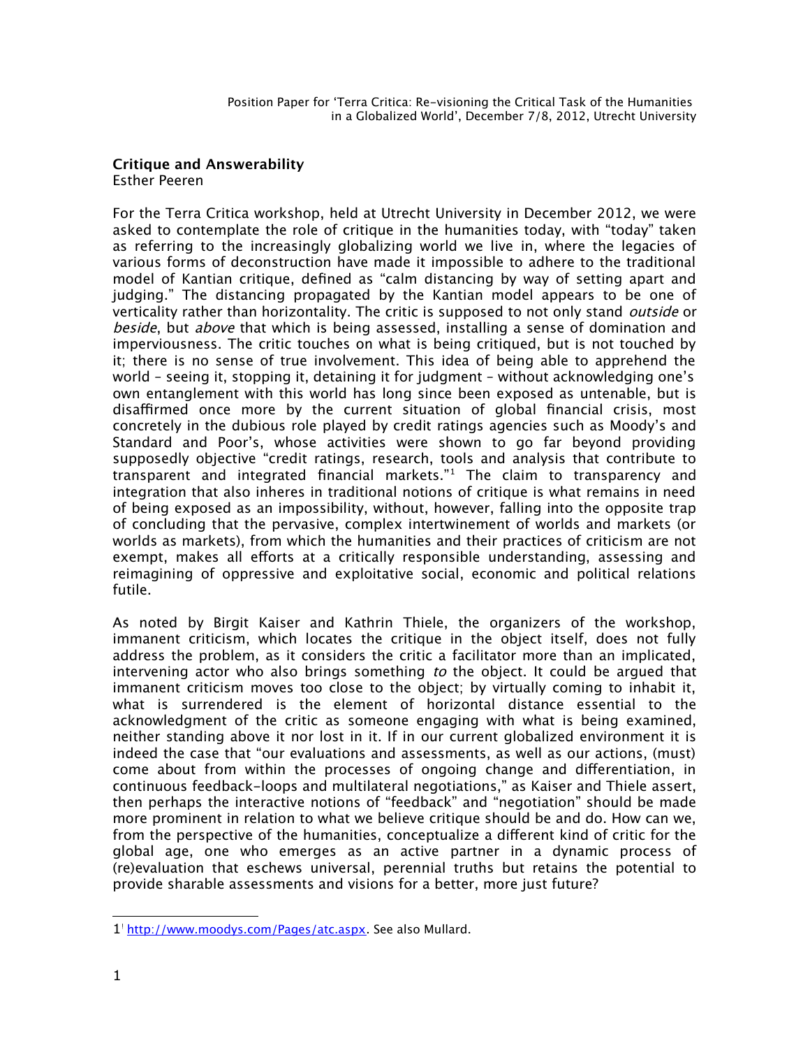Position Paper for 'Terra Critica: Re-visioning the Critical Task of the Humanities in a Globalized World', December 7/8, 2012, Utrecht University

**Critique and Answerability**

Esther Peeren

For the Terra Critica workshop, held at Utrecht University in December 2012, we were asked to contemplate the role of critique in the humanities today, with "today" taken as referring to the increasingly globalizing world we live in, where the legacies of various forms of deconstruction have made it impossible to adhere to the traditional model of Kantian critique, defined as "calm distancing by way of setting apart and judging." The distancing propagated by the Kantian model appears to be one of verticality rather than horizontality. The critic is supposed to not only stand *outside* or *beside*, but *above* that which is being assessed, installing a sense of domination and imperviousness. The critic touches on what is being critiqued, but is not touched by it; there is no sense of true involvement. This idea of being able to apprehend the world – seeing it, stopping it, detaining it for judgment – without acknowledging one's own entanglement with this world has long since been exposed as untenable, but is disaffirmed once more by the current situation of global financial crisis, most concretely in the dubious role played by credit ratings agencies such as Moody's and Standard and Poor's, whose activities were shown to go far beyond providing supposedly objective "credit ratings, research, tools and analysis that contribute to transparent and integrated financial markets."[1] The claim to transparency and integration that also inheres in traditional notions of critique is what remains in need of being exposed as an impossibility, without, however, falling into the opposite trap of concluding that the pervasive, complex intertwinement of worlds and markets (or worlds as markets), from which the humanities and their practices of criticism are not exempt, makes all efforts at a critically responsible understanding, assessing and reimagining of oppressive and exploitative social, economic and political relations futile.

As noted by Birgit Kaiser and Kathrin Thiele, the organizers of the workshop, immanent criticism, which locates the critique in the object itself, does not fully address the problem, as it considers the critic a facilitator more than an implicated, intervening actor who also brings something *to* the object. It could be argued that immanent criticism moves too close to the object; by virtually coming to inhabit it, what is surrendered is the element of horizontal distance essential to the acknowledgment of the critic as someone engaging with what is being examined, neither standing above it nor lost in it. If in our current globalized environment it is indeed the case that "our evaluations and assessments, as well as our actions, (must) come about from within the processes of ongoing change and differentiation, in continuous feedback-loops and multilateral negotiations," as Kaiser and Thiele assert, then perhaps the interactive notions of "feedback" and "negotiation" should be made more prominent in relation to what we believe critique should be and do. How can we, from the perspective of the humanities, conceptualize a different kind of critic for the global age, one who emerges as an active partner in a dynamic process of (re)evaluation that eschews universal, perennial truths but retains the potential to provide sharable assessments and visions for a better, more just future?

---

[1] http://www.moodys.com/Pages/atc.aspx. See also Mullard.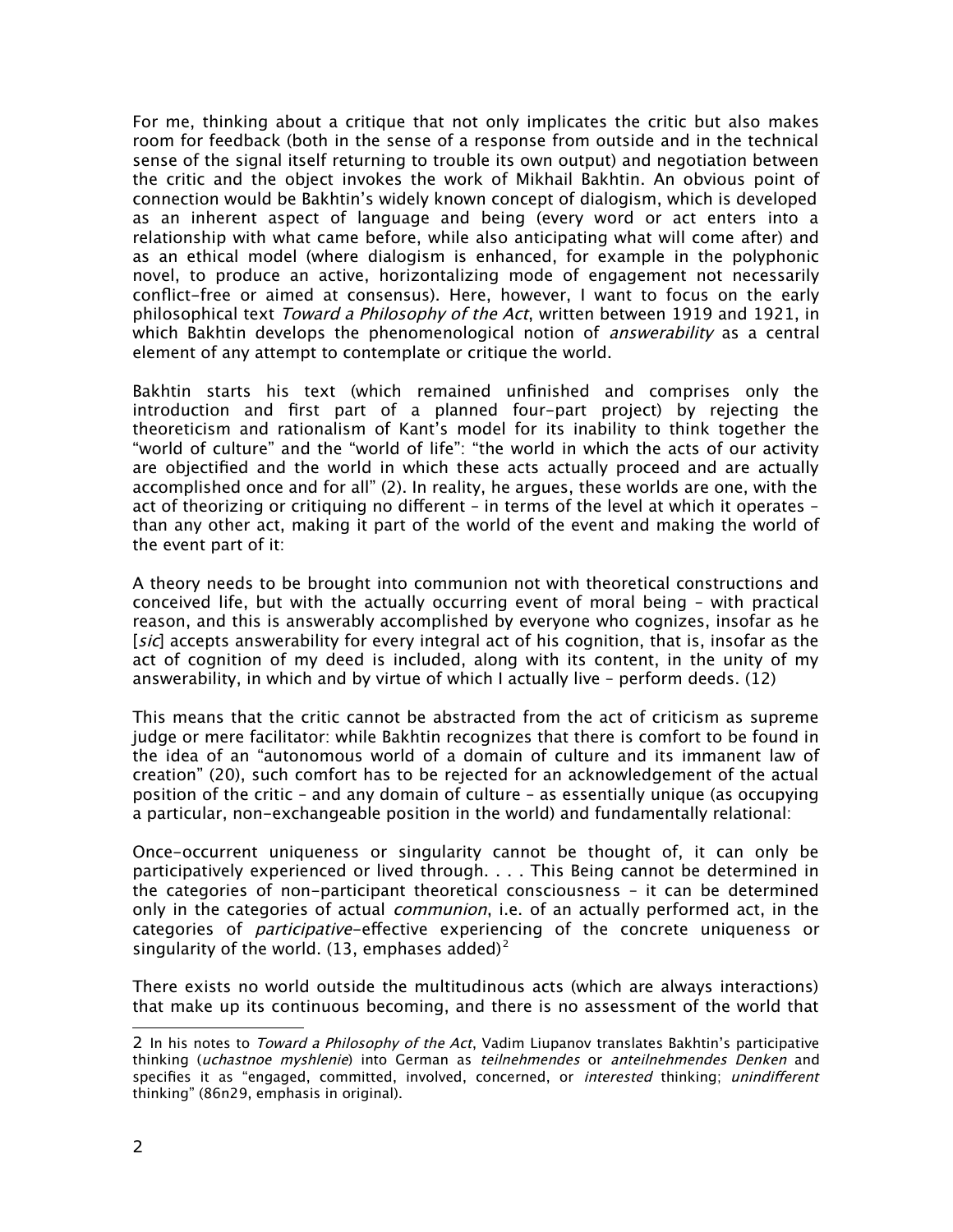For me, thinking about a critique that not only implicates the critic but also makes room for feedback (both in the sense of a response from outside and in the technical sense of the signal itself returning to trouble its own output) and negotiation between the critic and the object invokes the work of Mikhail Bakhtin. An obvious point of connection would be Bakhtin's widely known concept of dialogism, which is developed as an inherent aspect of language and being (every word or act enters into a relationship with what came before, while also anticipating what will come after) and as an ethical model (where dialogism is enhanced, for example in the polyphonic novel, to produce an active, horizontalizing mode of engagement not necessarily conflict-free or aimed at consensus). Here, however, I want to focus on the early philosophical text *Toward a Philosophy of the Act*, written between 1919 and 1921, in which Bakhtin develops the phenomenological notion of *answerability* as a central element of any attempt to contemplate or critique the world.

Bakhtin starts his text (which remained unfinished and comprises only the introduction and first part of a planned four-part project) by rejecting the theoreticism and rationalism of Kant's model for its inability to think together the "world of culture" and the "world of life": "the world in which the acts of our activity are objectified and the world in which these acts actually proceed and are actually accomplished once and for all" (2). In reality, he argues, these worlds are one, with the act of theorizing or critiquing no different – in terms of the level at which it operates – than any other act, making it part of the world of the event and making the world of the event part of it:

A theory needs to be brought into communion not with theoretical constructions and conceived life, but with the actually occurring event of moral being – with practical reason, and this is answerably accomplished by everyone who cognizes, insofar as he [*sic*] accepts answerability for every integral act of his cognition, that is, insofar as the act of cognition of my deed is included, along with its content, in the unity of my answerability, in which and by virtue of which I actually live – perform deeds. (12)

This means that the critic cannot be abstracted from the act of criticism as supreme judge or mere facilitator: while Bakhtin recognizes that there is comfort to be found in the idea of an "autonomous world of a domain of culture and its immanent law of creation" (20), such comfort has to be rejected for an acknowledgement of the actual position of the critic – and any domain of culture – as essentially unique (as occupying a particular, non-exchangeable position in the world) and fundamentally relational:

Once-occurrent uniqueness or singularity cannot be thought of, it can only be participatively experienced or lived through. . . . This Being cannot be determined in the categories of non-participant theoretical consciousness – it can be determined only in the categories of actual *communion*, i.e. of an actually performed act, in the categories of *participative*-effective experiencing of the concrete uniqueness or singularity of the world. (13, emphases added)[2]

There exists no world outside the multitudinous acts (which are always interactions) that make up its continuous becoming, and there is no assessment of the world that

---

2 In his notes to *Toward a Philosophy of the Act*, Vadim Liupanov translates Bakhtin's participative thinking (*uchastnoe myshlenie*) into German as *teilnehmendes* or *anteilnehmendes Denken* and specifies it as "engaged, committed, involved, concerned, or *interested* thinking; *unindifferent* thinking" (86n29, emphasis in original).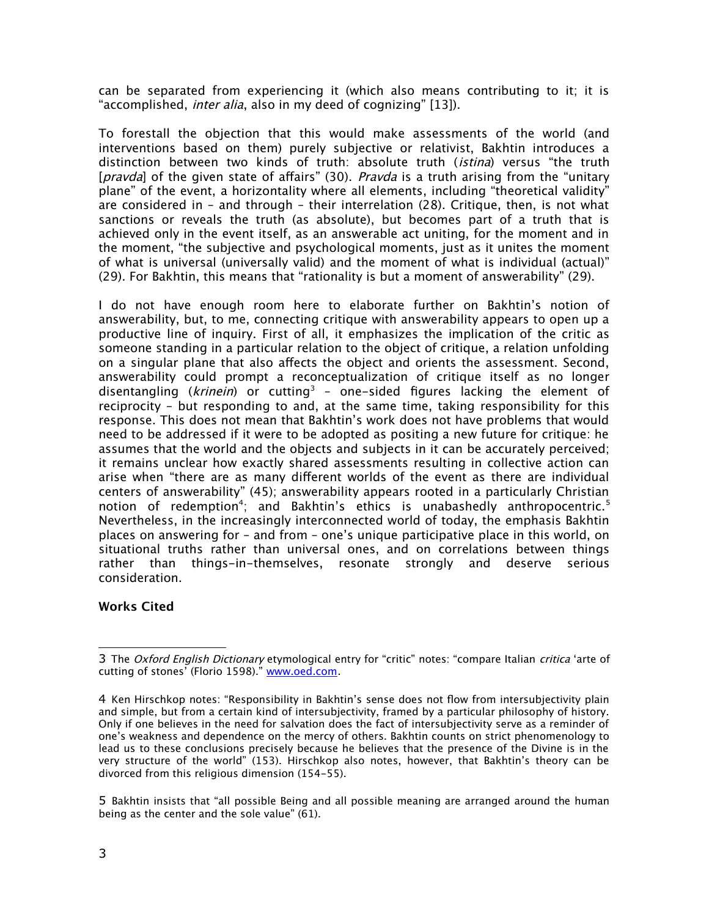can be separated from experiencing it (which also means contributing to it; it is "accomplished, *inter alia*, also in my deed of cognizing" [13]).

To forestall the objection that this would make assessments of the world (and interventions based on them) purely subjective or relativist, Bakhtin introduces a distinction between two kinds of truth: absolute truth (*istina*) versus "the truth [*pravda*] of the given state of affairs" (30). *Pravda* is a truth arising from the "unitary plane" of the event, a horizontality where all elements, including "theoretical validity" are considered in – and through – their interrelation (28). Critique, then, is not what sanctions or reveals the truth (as absolute), but becomes part of a truth that is achieved only in the event itself, as an answerable act uniting, for the moment and in the moment, "the subjective and psychological moments, just as it unites the moment of what is universal (universally valid) and the moment of what is individual (actual)" (29). For Bakhtin, this means that "rationality is but a moment of answerability" (29).

I do not have enough room here to elaborate further on Bakhtin's notion of answerability, but, to me, connecting critique with answerability appears to open up a productive line of inquiry. First of all, it emphasizes the implication of the critic as someone standing in a particular relation to the object of critique, a relation unfolding on a singular plane that also affects the object and orients the assessment. Second, answerability could prompt a reconceptualization of critique itself as no longer disentangling (*krinein*) or cutting[3] – one-sided figures lacking the element of reciprocity – but responding to and, at the same time, taking responsibility for this response. This does not mean that Bakhtin's work does not have problems that would need to be addressed if it were to be adopted as positing a new future for critique: he assumes that the world and the objects and subjects in it can be accurately perceived; it remains unclear how exactly shared assessments resulting in collective action can arise when "there are as many different worlds of the event as there are individual centers of answerability" (45); answerability appears rooted in a particularly Christian notion of redemption[4]; and Bakhtin's ethics is unabashedly anthropocentric.[5] Nevertheless, in the increasingly interconnected world of today, the emphasis Bakhtin places on answering for – and from – one's unique participative place in this world, on situational truths rather than universal ones, and on correlations between things rather than things-in-themselves, resonate strongly and deserve serious consideration.

**Works Cited**

---

3 The *Oxford English Dictionary* etymological entry for "critic" notes: "compare Italian *critica* 'arte of cutting of stones' (Florio 1598)." www.oed.com.

4 Ken Hirschkop notes: "Responsibility in Bakhtin's sense does not flow from intersubjectivity plain and simple, but from a certain kind of intersubjectivity, framed by a particular philosophy of history. Only if one believes in the need for salvation does the fact of intersubjectivity serve as a reminder of one's weakness and dependence on the mercy of others. Bakhtin counts on strict phenomenology to lead us to these conclusions precisely because he believes that the presence of the Divine is in the very structure of the world" (153). Hirschkop also notes, however, that Bakhtin's theory can be divorced from this religious dimension (154-55).

5 Bakhtin insists that "all possible Being and all possible meaning are arranged around the human being as the center and the sole value" (61).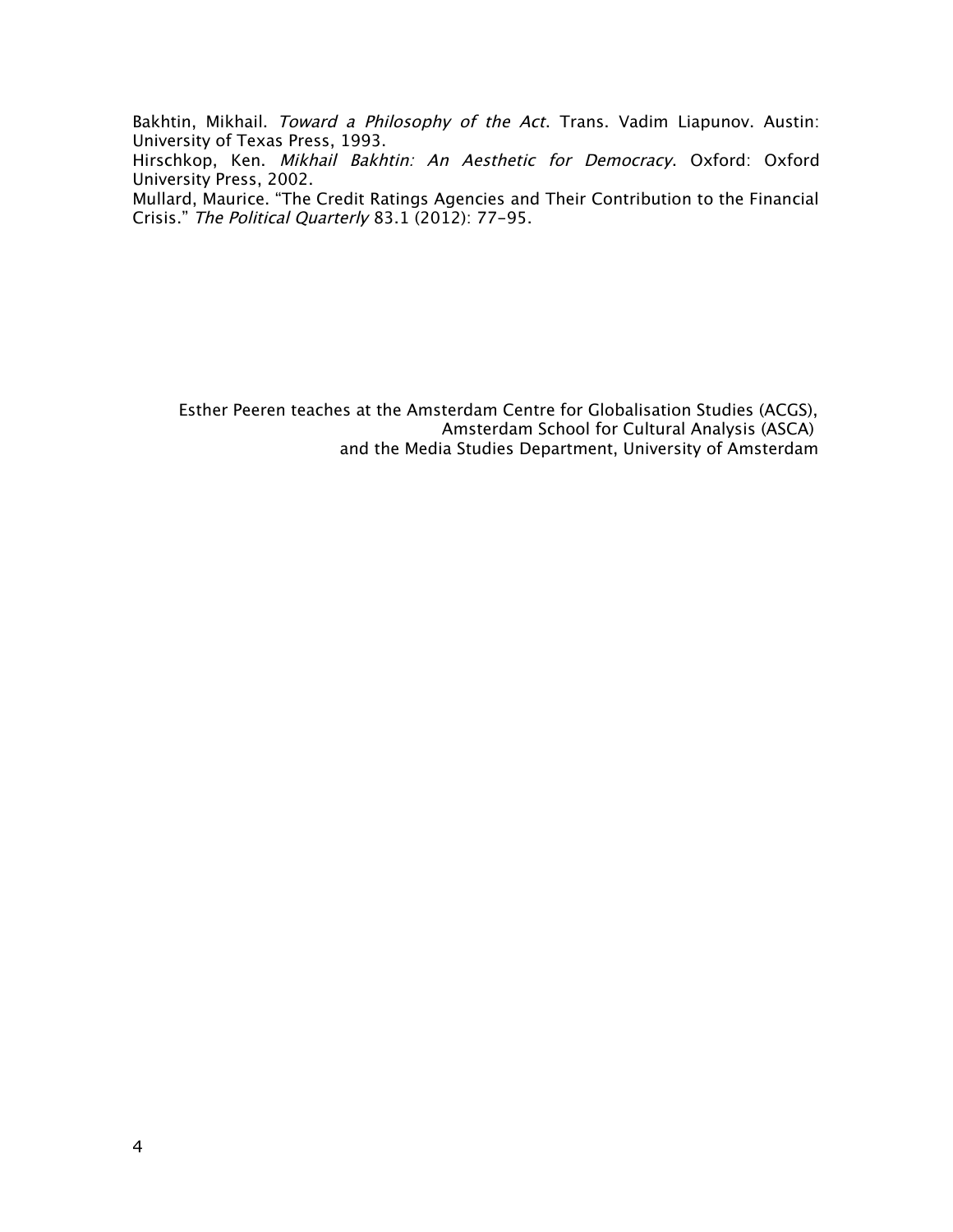Bakhtin, Mikhail. *Toward a Philosophy of the Act*. Trans. Vadim Liapunov. Austin: University of Texas Press, 1993.

Hirschkop, Ken. *Mikhail Bakhtin: An Aesthetic for Democracy*. Oxford: Oxford University Press, 2002.

Mullard, Maurice. "The Credit Ratings Agencies and Their Contribution to the Financial Crisis." *The Political Quarterly* 83.1 (2012): 77–95.

Esther Peeren teaches at the Amsterdam Centre for Globalisation Studies (ACGS), Amsterdam School for Cultural Analysis (ASCA) and the Media Studies Department, University of Amsterdam